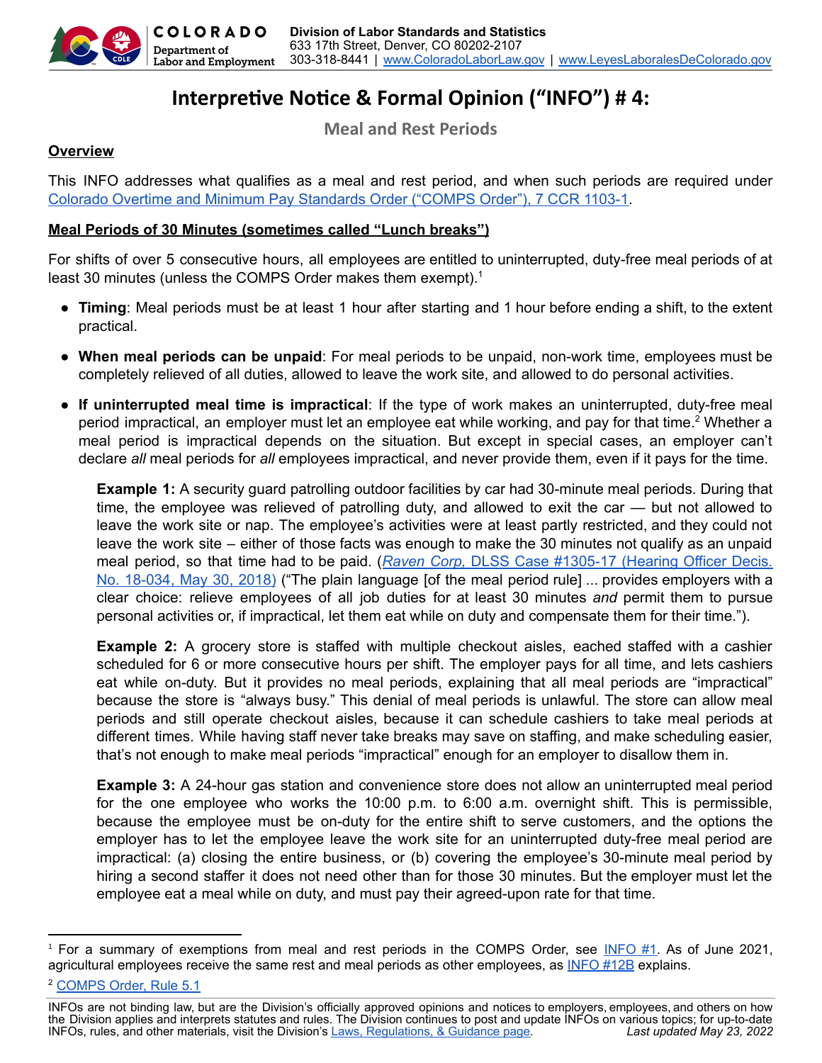# Interpretive Notice & Formal Opinion ("INFO") # 4:

## Meal and Rest Periods

**Overview**

This INFO addresses what qualifies as a meal and rest period, and when such periods are required under [Colorado Overtime and Minimum Pay Standards Order ("COMPS Order"), 7 CCR 1103-1](#).

**Meal Periods of 30 Minutes (sometimes called "Lunch breaks")**

For shifts of over 5 consecutive hours, all employees are entitled to uninterrupted, duty-free meal periods of at least 30 minutes (unless the COMPS Order makes them exempt).[1]

- **Timing**: Meal periods must be at least 1 hour after starting and 1 hour before ending a shift, to the extent practical.
- **When meal periods can be unpaid**: For meal periods to be unpaid, non-work time, employees must be completely relieved of all duties, allowed to leave the work site, and allowed to do personal activities.
- **If uninterrupted meal time is impractical**: If the type of work makes an uninterrupted, duty-free meal period impractical, an employer must let an employee eat while working, and pay for that time.[2] Whether a meal period is impractical depends on the situation. But except in special cases, an employer can't declare *all* meal periods for *all* employees impractical, and never provide them, even if it pays for the time.

  **Example 1:** A security guard patrolling outdoor facilities by car had 30-minute meal periods. During that time, the employee was relieved of patrolling duty, and allowed to exit the car — but not allowed to leave the work site or nap. The employee's activities were at least partly restricted, and they could not leave the work site – either of those facts was enough to make the 30 minutes not qualify as an unpaid meal period, so that time had to be paid. (*Raven Corp*, DLSS Case #1305-17 (Hearing Officer Decis. No. 18-034, May 30, 2018)) ("The plain language [of the meal period rule] ... provides employers with a clear choice: relieve employees of all job duties for at least 30 minutes *and* permit them to pursue personal activities or, if impractical, let them eat while on duty and compensate them for their time.").

  **Example 2:** A grocery store is staffed with multiple checkout aisles, eached staffed with a cashier scheduled for 6 or more consecutive hours per shift. The employer pays for all time, and lets cashiers eat while on-duty. But it provides no meal periods, explaining that all meal periods are "impractical" because the store is "always busy." This denial of meal periods is unlawful. The store can allow meal periods and still operate checkout aisles, because it can schedule cashiers to take meal periods at different times. While having staff never take breaks may save on staffing, and make scheduling easier, that's not enough to make meal periods "impractical" enough for an employer to disallow them in.

  **Example 3:** A 24-hour gas station and convenience store does not allow an uninterrupted meal period for the one employee who works the 10:00 p.m. to 6:00 a.m. overnight shift. This is permissible, because the employee must be on-duty for the entire shift to serve customers, and the options the employer has to let the employee leave the work site for an uninterrupted duty-free meal period are impractical: (a) closing the entire business, or (b) covering the employee's 30-minute meal period by hiring a second staffer it does not need other than for those 30 minutes. But the employer must let the employee eat a meal while on duty, and must pay their agreed-upon rate for that time.

---

[1] For a summary of exemptions from meal and rest periods in the COMPS Order, see INFO #1. As of June 2021, agricultural employees receive the same rest and meal periods as other employees, as INFO #12B explains.

[2] COMPS Order, Rule 5.1

INFOs are not binding law, but are the Division's officially approved opinions and notices to employers, employees, and others on how the Division applies and interprets statutes and rules. The Division continues to post and update INFOs on various topics; for up-to-date INFOs, rules, and other materials, visit the Division's Laws, Regulations, & Guidance page. *Last updated May 23, 2022*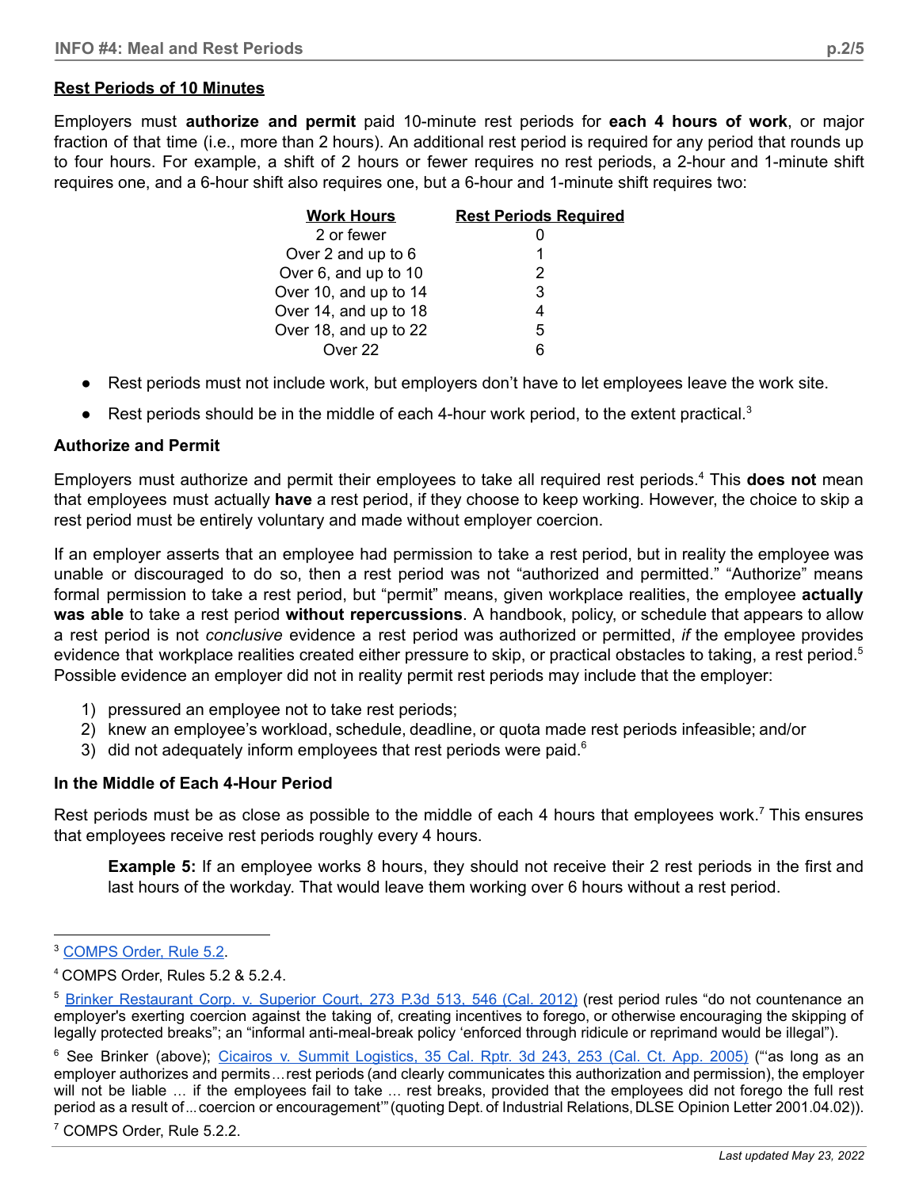**Rest Periods of 10 Minutes**

Employers must **authorize and permit** paid 10-minute rest periods for **each 4 hours of work**, or major fraction of that time (i.e., more than 2 hours). An additional rest period is required for any period that rounds up to four hours. For example, a shift of 2 hours or fewer requires no rest periods, a 2-hour and 1-minute shift requires one, and a 6-hour shift also requires one, but a 6-hour and 1-minute shift requires two:

| Work Hours | Rest Periods Required |
|---|---|
| 2 or fewer | 0 |
| Over 2 and up to 6 | 1 |
| Over 6, and up to 10 | 2 |
| Over 10, and up to 14 | 3 |
| Over 14, and up to 18 | 4 |
| Over 18, and up to 22 | 5 |
| Over 22 | 6 |

- Rest periods must not include work, but employers don't have to let employees leave the work site.
- Rest periods should be in the middle of each 4-hour work period, to the extent practical.[3]

### Authorize and Permit

Employers must authorize and permit their employees to take all required rest periods.[4] This **does not** mean that employees must actually **have** a rest period, if they choose to keep working. However, the choice to skip a rest period must be entirely voluntary and made without employer coercion.

If an employer asserts that an employee had permission to take a rest period, but in reality the employee was unable or discouraged to do so, then a rest period was not "authorized and permitted." "Authorize" means formal permission to take a rest period, but "permit" means, given workplace realities, the employee **actually was able** to take a rest period **without repercussions**. A handbook, policy, or schedule that appears to allow a rest period is not *conclusive* evidence a rest period was authorized or permitted, *if* the employee provides evidence that workplace realities created either pressure to skip, or practical obstacles to taking, a rest period.[5] Possible evidence an employer did not in reality permit rest periods may include that the employer:

1) pressured an employee not to take rest periods;
2) knew an employee's workload, schedule, deadline, or quota made rest periods infeasible; and/or
3) did not adequately inform employees that rest periods were paid.[6]

### In the Middle of Each 4-Hour Period

Rest periods must be as close as possible to the middle of each 4 hours that employees work.[7] This ensures that employees receive rest periods roughly every 4 hours.

> **Example 5:** If an employee works 8 hours, they should not receive their 2 rest periods in the first and last hours of the workday. That would leave them working over 6 hours without a rest period.

---

[3] COMPS Order, Rule 5.2.

[4] COMPS Order, Rules 5.2 & 5.2.4.

[5] Brinker Restaurant Corp. v. Superior Court, 273 P.3d 513, 546 (Cal. 2012) (rest period rules "do not countenance an employer's exerting coercion against the taking of, creating incentives to forego, or otherwise encouraging the skipping of legally protected breaks"; an "informal anti-meal-break policy 'enforced through ridicule or reprimand would be illegal").

[6] See Brinker (above); Cicairos v. Summit Logistics, 35 Cal. Rptr. 3d 243, 253 (Cal. Ct. App. 2005) ("'as long as an employer authorizes and permits…rest periods (and clearly communicates this authorization and permission), the employer will not be liable … if the employees fail to take … rest breaks, provided that the employees did not forego the full rest period as a result of…coercion or encouragement'" (quoting Dept. of Industrial Relations, DLSE Opinion Letter 2001.04.02)).

[7] COMPS Order, Rule 5.2.2.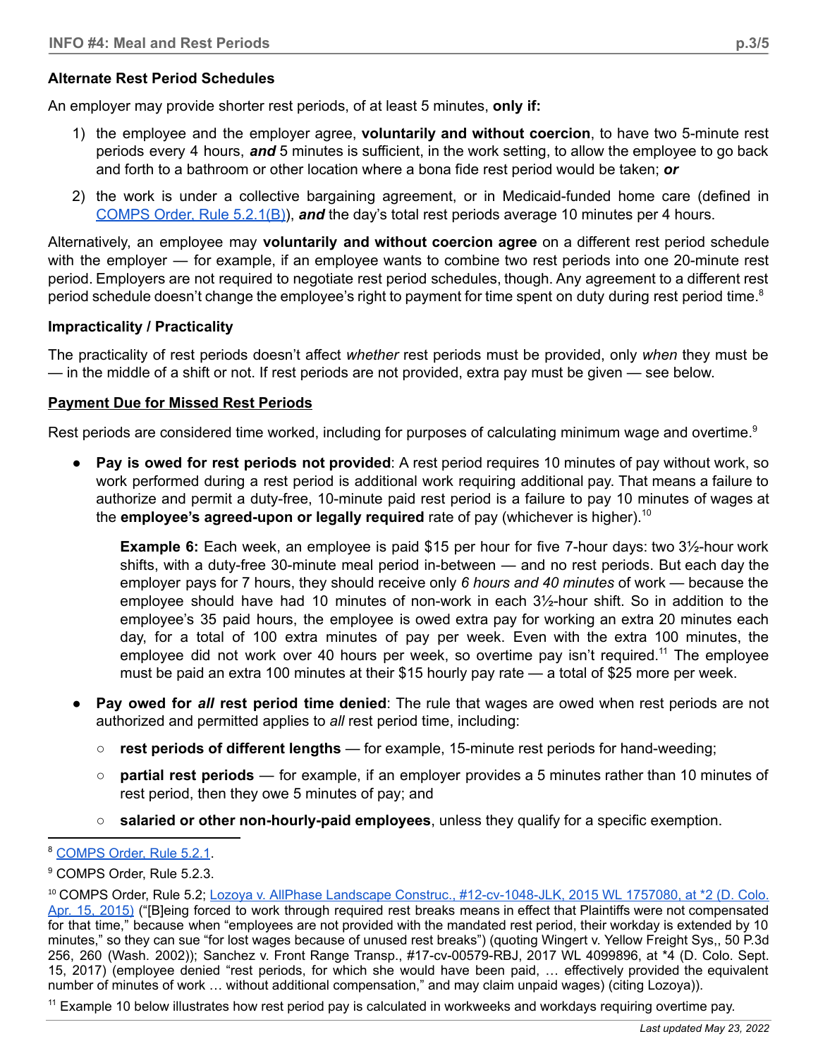### Alternate Rest Period Schedules

An employer may provide shorter rest periods, of at least 5 minutes, **only if:**

1) the employee and the employer agree, **voluntarily and without coercion**, to have two 5-minute rest periods every 4 hours, ***and*** 5 minutes is sufficient, in the work setting, to allow the employee to go back and forth to a bathroom or other location where a bona fide rest period would be taken; ***or***
2) the work is under a collective bargaining agreement, or in Medicaid-funded home care (defined in [COMPS Order, Rule 5.2.1(B)]), ***and*** the day's total rest periods average 10 minutes per 4 hours.

Alternatively, an employee may **voluntarily and without coercion agree** on a different rest period schedule with the employer — for example, if an employee wants to combine two rest periods into one 20-minute rest period. Employers are not required to negotiate rest period schedules, though. Any agreement to a different rest period schedule doesn't change the employee's right to payment for time spent on duty during rest period time.[8]

### Impracticality / Practicality

The practicality of rest periods doesn't affect *whether* rest periods must be provided, only *when* they must be — in the middle of a shift or not. If rest periods are not provided, extra pay must be given — see below.

### Payment Due for Missed Rest Periods

Rest periods are considered time worked, including for purposes of calculating minimum wage and overtime.[9]

- **Pay is owed for rest periods not provided**: A rest period requires 10 minutes of pay without work, so work performed during a rest period is additional work requiring additional pay. That means a failure to authorize and permit a duty-free, 10-minute paid rest period is a failure to pay 10 minutes of wages at the **employee's agreed-upon or legally required** rate of pay (whichever is higher).[10]

  **Example 6:** Each week, an employee is paid $15 per hour for five 7-hour days: two 3½-hour work shifts, with a duty-free 30-minute meal period in-between — and no rest periods. But each day the employer pays for 7 hours, they should receive only *6 hours and 40 minutes* of work — because the employee should have had 10 minutes of non-work in each 3½-hour shift. So in addition to the employee's 35 paid hours, the employee is owed extra pay for working an extra 20 minutes each day, for a total of 100 extra minutes of pay per week. Even with the extra 100 minutes, the employee did not work over 40 hours per week, so overtime pay isn't required.[11] The employee must be paid an extra 100 minutes at their $15 hourly pay rate — a total of $25 more per week.

- **Pay owed for *all* rest period time denied**: The rule that wages are owed when rest periods are not authorized and permitted applies to *all* rest period time, including:
  - **rest periods of different lengths** — for example, 15-minute rest periods for hand-weeding;
  - **partial rest periods** — for example, if an employer provides a 5 minutes rather than 10 minutes of rest period, then they owe 5 minutes of pay; and
  - **salaried or other non-hourly-paid employees**, unless they qualify for a specific exemption.

---

[8] COMPS Order, Rule 5.2.1.

[9] COMPS Order, Rule 5.2.3.

[10] COMPS Order, Rule 5.2; Lozoya v. AllPhase Landscape Construc., #12-cv-1048-JLK, 2015 WL 1757080, at *2 (D. Colo. Apr. 15, 2015) ("[B]eing forced to work through required rest breaks means in effect that Plaintiffs were not compensated for that time," because when "employees are not provided with the mandated rest period, their workday is extended by 10 minutes," so they can sue "for lost wages because of unused rest breaks") (quoting Wingert v. Yellow Freight Sys,, 50 P.3d 256, 260 (Wash. 2002)); Sanchez v. Front Range Transp., #17-cv-00579-RBJ, 2017 WL 4099896, at *4 (D. Colo. Sept. 15, 2017) (employee denied "rest periods, for which she would have been paid, … effectively provided the equivalent number of minutes of work … without additional compensation," and may claim unpaid wages) (citing Lozoya)).

[11] Example 10 below illustrates how rest period pay is calculated in workweeks and workdays requiring overtime pay.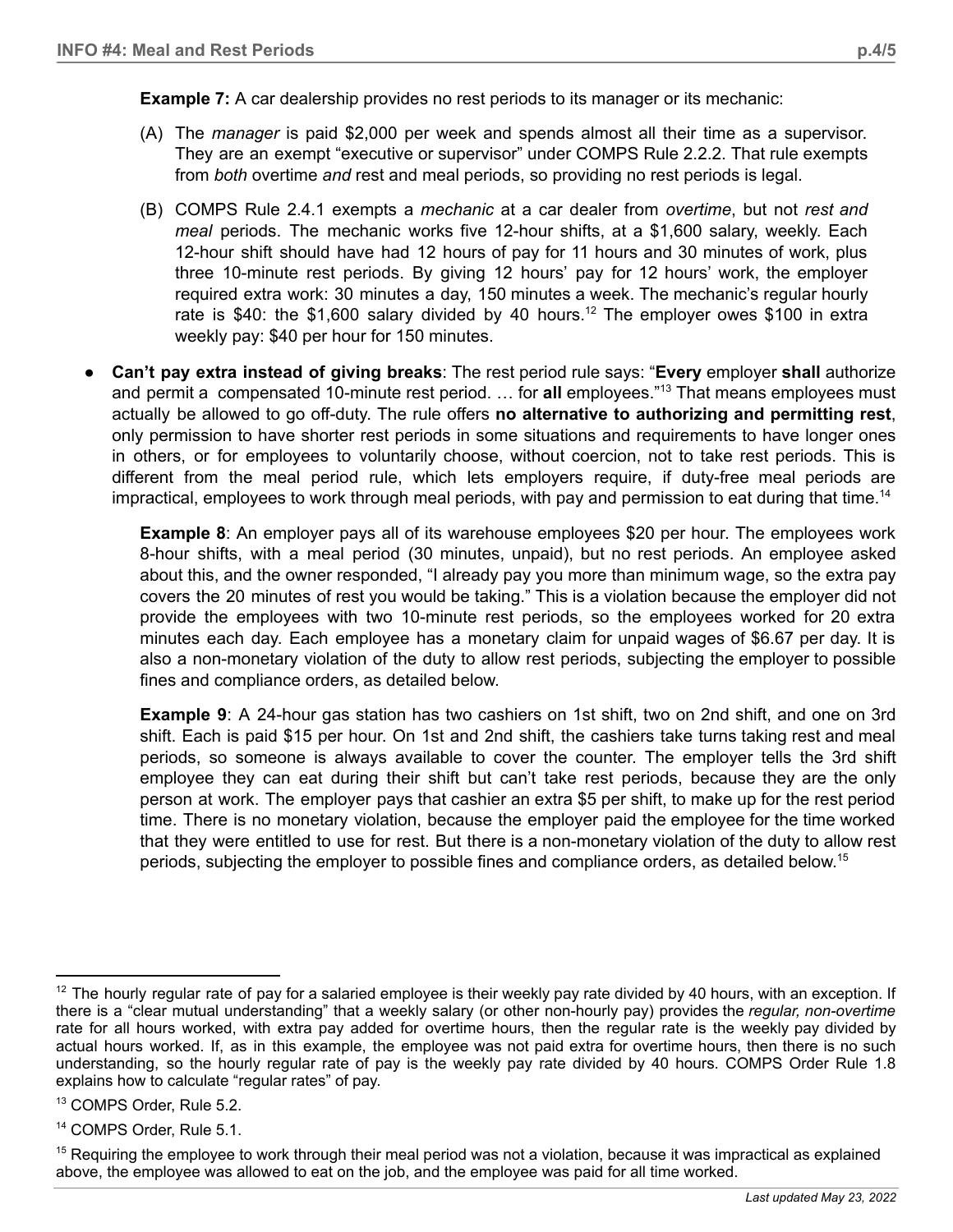**Example 7:** A car dealership provides no rest periods to its manager or its mechanic:

(A) The *manager* is paid $2,000 per week and spends almost all their time as a supervisor. They are an exempt "executive or supervisor" under COMPS Rule 2.2.2. That rule exempts from *both* overtime *and* rest and meal periods, so providing no rest periods is legal.

(B) COMPS Rule 2.4.1 exempts a *mechanic* at a car dealer from *overtime*, but not *rest and meal* periods. The mechanic works five 12-hour shifts, at a $1,600 salary, weekly. Each 12-hour shift should have had 12 hours of pay for 11 hours and 30 minutes of work, plus three 10-minute rest periods. By giving 12 hours' pay for 12 hours' work, the employer required extra work: 30 minutes a day, 150 minutes a week. The mechanic's regular hourly rate is $40: the $1,600 salary divided by 40 hours.[12] The employer owes $100 in extra weekly pay: $40 per hour for 150 minutes.

- **Can't pay extra instead of giving breaks**: The rest period rule says: "**Every** employer **shall** authorize and permit a compensated 10-minute rest period. … for **all** employees."[13] That means employees must actually be allowed to go off-duty. The rule offers **no alternative to authorizing and permitting rest**, only permission to have shorter rest periods in some situations and requirements to have longer ones in others, or for employees to voluntarily choose, without coercion, not to take rest periods. This is different from the meal period rule, which lets employers require, if duty-free meal periods are impractical, employees to work through meal periods, with pay and permission to eat during that time.[14]

  **Example 8**: An employer pays all of its warehouse employees $20 per hour. The employees work 8-hour shifts, with a meal period (30 minutes, unpaid), but no rest periods. An employee asked about this, and the owner responded, "I already pay you more than minimum wage, so the extra pay covers the 20 minutes of rest you would be taking." This is a violation because the employer did not provide the employees with two 10-minute rest periods, so the employees worked for 20 extra minutes each day. Each employee has a monetary claim for unpaid wages of $6.67 per day. It is also a non-monetary violation of the duty to allow rest periods, subjecting the employer to possible fines and compliance orders, as detailed below.

  **Example 9**: A 24-hour gas station has two cashiers on 1st shift, two on 2nd shift, and one on 3rd shift. Each is paid $15 per hour. On 1st and 2nd shift, the cashiers take turns taking rest and meal periods, so someone is always available to cover the counter. The employer tells the 3rd shift employee they can eat during their shift but can't take rest periods, because they are the only person at work. The employer pays that cashier an extra $5 per shift, to make up for the rest period time. There is no monetary violation, because the employer paid the employee for the time worked that they were entitled to use for rest. But there is a non-monetary violation of the duty to allow rest periods, subjecting the employer to possible fines and compliance orders, as detailed below.[15]

---

[12] The hourly regular rate of pay for a salaried employee is their weekly pay rate divided by 40 hours, with an exception. If there is a "clear mutual understanding" that a weekly salary (or other non-hourly pay) provides the *regular, non-overtime* rate for all hours worked, with extra pay added for overtime hours, then the regular rate is the weekly pay divided by actual hours worked. If, as in this example, the employee was not paid extra for overtime hours, then there is no such understanding, so the hourly regular rate of pay is the weekly pay rate divided by 40 hours. COMPS Order Rule 1.8 explains how to calculate "regular rates" of pay.

[13] COMPS Order, Rule 5.2.

[14] COMPS Order, Rule 5.1.

[15] Requiring the employee to work through their meal period was not a violation, because it was impractical as explained above, the employee was allowed to eat on the job, and the employee was paid for all time worked.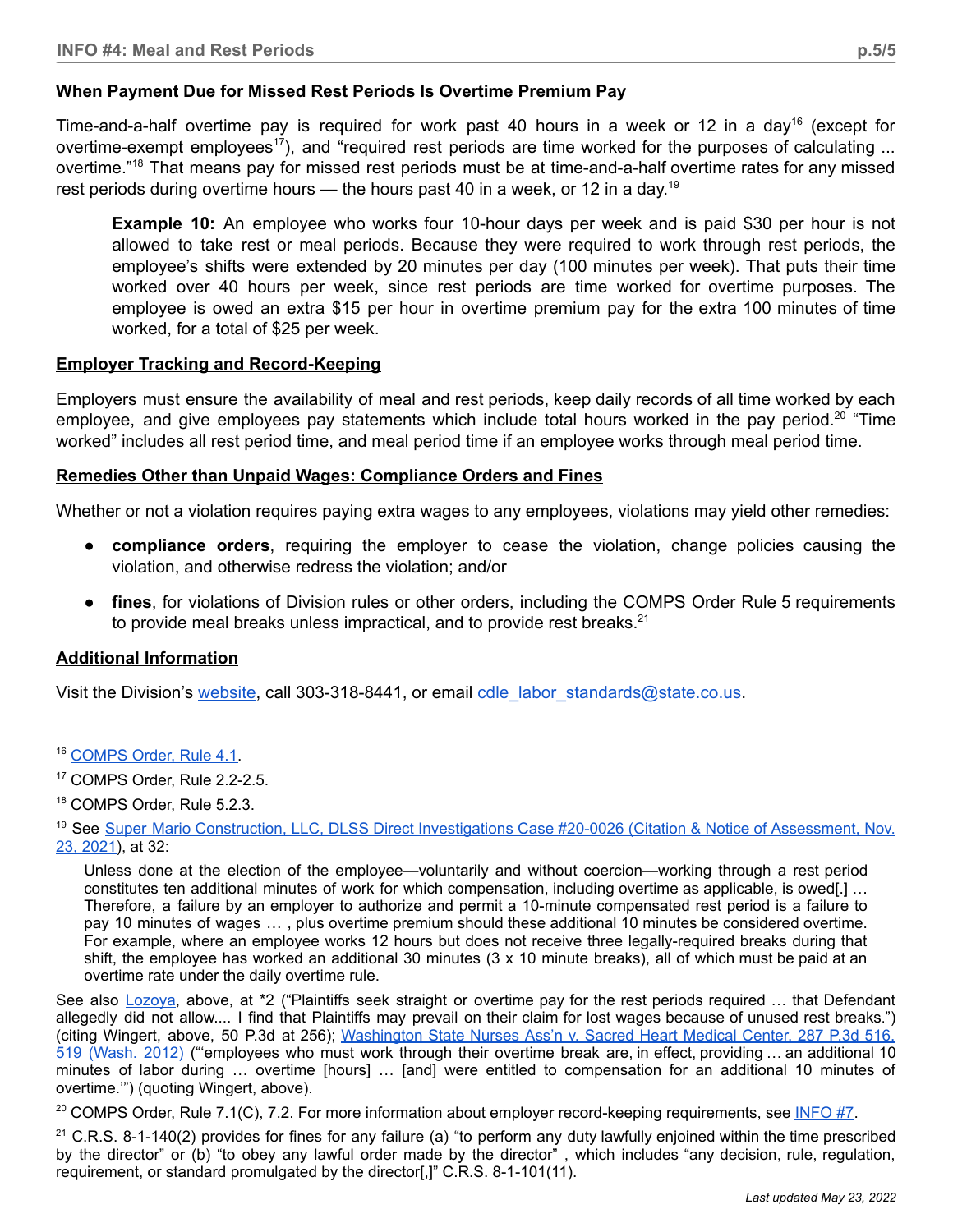**When Payment Due for Missed Rest Periods Is Overtime Premium Pay**

Time-and-a-half overtime pay is required for work past 40 hours in a week or 12 in a day[16] (except for overtime-exempt employees[17]), and "required rest periods are time worked for the purposes of calculating ... overtime."[18] That means pay for missed rest periods must be at time-and-a-half overtime rates for any missed rest periods during overtime hours — the hours past 40 in a week, or 12 in a day.[19]

> **Example 10:** An employee who works four 10-hour days per week and is paid $30 per hour is not allowed to take rest or meal periods. Because they were required to work through rest periods, the employee's shifts were extended by 20 minutes per day (100 minutes per week). That puts their time worked over 40 hours per week, since rest periods are time worked for overtime purposes. The employee is owed an extra $15 per hour in overtime premium pay for the extra 100 minutes of time worked, for a total of $25 per week.

## Employer Tracking and Record-Keeping

Employers must ensure the availability of meal and rest periods, keep daily records of all time worked by each employee, and give employees pay statements which include total hours worked in the pay period.[20] "Time worked" includes all rest period time, and meal period time if an employee works through meal period time.

## Remedies Other than Unpaid Wages: Compliance Orders and Fines

Whether or not a violation requires paying extra wages to any employees, violations may yield other remedies:

- **compliance orders**, requiring the employer to cease the violation, change policies causing the violation, and otherwise redress the violation; and/or
- **fines**, for violations of Division rules or other orders, including the COMPS Order Rule 5 requirements to provide meal breaks unless impractical, and to provide rest breaks.[21]

## Additional Information

Visit the Division's website, call 303-318-8441, or email cdle_labor_standards@state.co.us.

---

[16] COMPS Order, Rule 4.1.

[17] COMPS Order, Rule 2.2-2.5.

[18] COMPS Order, Rule 5.2.3.

[19] See Super Mario Construction, LLC, DLSS Direct Investigations Case #20-0026 (Citation & Notice of Assessment, Nov. 23, 2021), at 32:

> Unless done at the election of the employee—voluntarily and without coercion—working through a rest period constitutes ten additional minutes of work for which compensation, including overtime as applicable, is owed[.] … Therefore, a failure by an employer to authorize and permit a 10-minute compensated rest period is a failure to pay 10 minutes of wages … , plus overtime premium should these additional 10 minutes be considered overtime. For example, where an employee works 12 hours but does not receive three legally-required breaks during that shift, the employee has worked an additional 30 minutes (3 x 10 minute breaks), all of which must be paid at an overtime rate under the daily overtime rule.

See also Lozoya, above, at *2 ("Plaintiffs seek straight or overtime pay for the rest periods required … that Defendant allegedly did not allow.... I find that Plaintiffs may prevail on their claim for lost wages because of unused rest breaks.") (citing Wingert, above, 50 P.3d at 256); Washington State Nurses Ass'n v. Sacred Heart Medical Center, 287 P.3d 516, 519 (Wash. 2012) ("'employees who must work through their overtime break are, in effect, providing … an additional 10 minutes of labor during … overtime [hours] … [and] were entitled to compensation for an additional 10 minutes of overtime.'") (quoting Wingert, above).

[20] COMPS Order, Rule 7.1(C), 7.2. For more information about employer record-keeping requirements, see INFO #7.

[21] C.R.S. 8-1-140(2) provides for fines for any failure (a) "to perform any duty lawfully enjoined within the time prescribed by the director" or (b) "to obey any lawful order made by the director" , which includes "any decision, rule, regulation, requirement, or standard promulgated by the director[,]" C.R.S. 8-1-101(11).

*Last updated May 23, 2022*